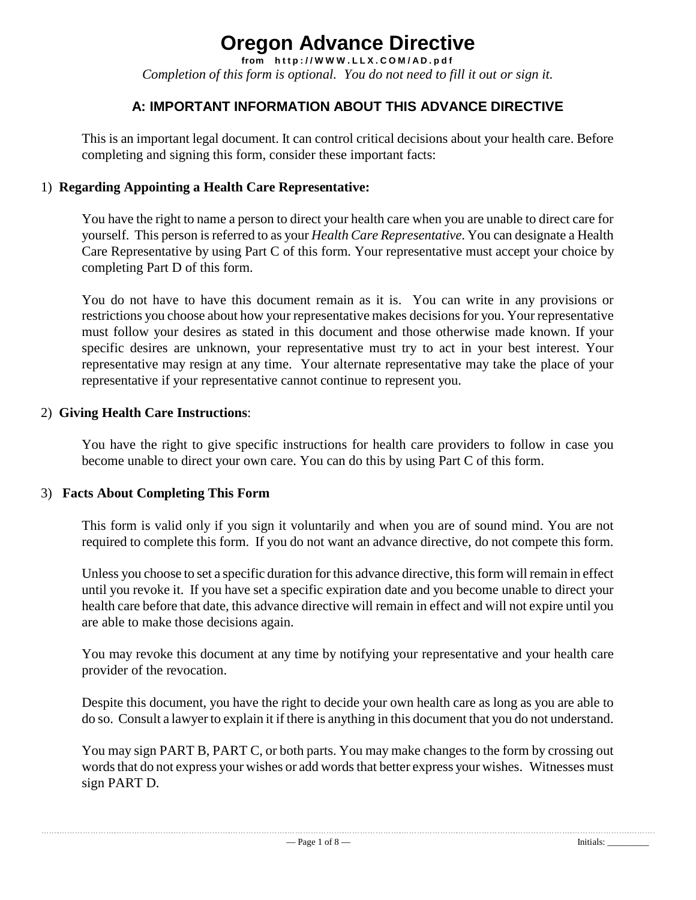# Oregon Advance Directive

**from http://WWW.LLX.COM/AD.pdf**

*Completion of this form is optional. You do not need to fill it out or sign it.*

## A: IMPORTANT INFORMATION ABOUT THIS ADVANCE DIRECTIVE

This is an important legal document. It can control critical decisions about your health care. Before completing and signing this form, consider these important facts:

1) **Regarding Appointing a Health Care Representative:**

You have the right to name a person to direct your health care when you are unable to direct care for yourself. This person is referred to as your *Health Care Representative*. You can designate a Health Care Representative by using Part C of this form. Your representative must accept your choice by completing Part D of this form.

You do not have to have this document remain as it is. You can write in any provisions or restrictions you choose about how your representative makes decisions for you. Your representative must follow your desires as stated in this document and those otherwise made known. If your specific desires are unknown, your representative must try to act in your best interest. Your representative may resign at any time. Your alternate representative may take the place of your representative if your representative cannot continue to represent you.

2) **Giving Health Care Instructions**:

You have the right to give specific instructions for health care providers to follow in case you become unable to direct your own care. You can do this by using Part C of this form.

3) **Facts About Completing This Form**

This form is valid only if you sign it voluntarily and when you are of sound mind. You are not required to complete this form. If you do not want an advance directive, do not compete this form.

Unless you choose to set a specific duration for this advance directive, this form will remain in effect until you revoke it. If you have set a specific expiration date and you become unable to direct your health care before that date, this advance directive will remain in effect and will not expire until you are able to make those decisions again.

You may revoke this document at any time by notifying your representative and your health care provider of the revocation.

Despite this document, you have the right to decide your own health care as long as you are able to do so. Consult a lawyer to explain it if there is anything in this document that you do not understand.

You may sign PART B, PART C, or both parts. You may make changes to the form by crossing out words that do not express your wishes or add words that better express your wishes. Witnesses must sign PART D.

Initials: _________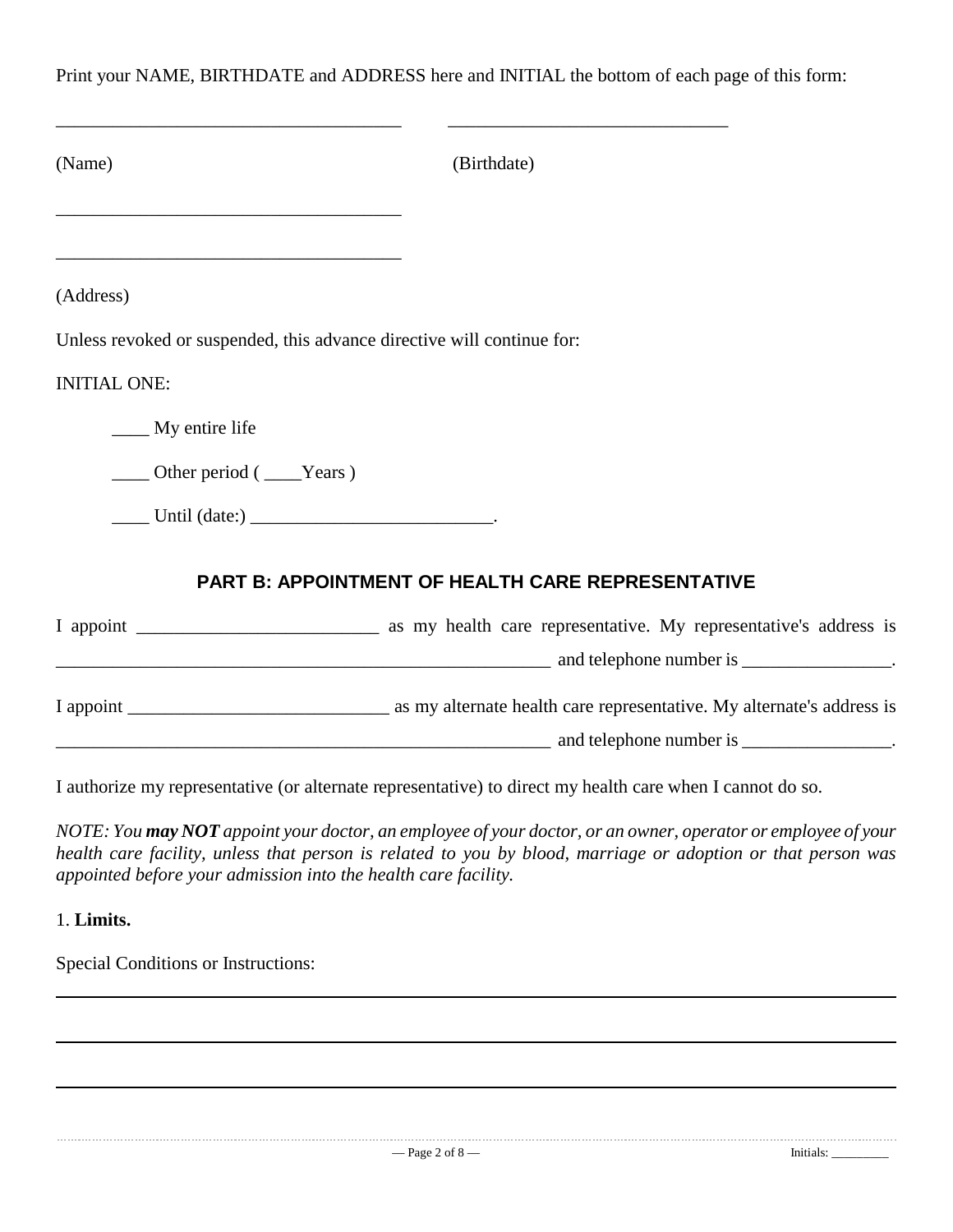Print your NAME, BIRTHDATE and ADDRESS here and INITIAL the bottom of each page of this form:

_____________________________________ _______________________________

(Name) (Birthdate)

_____________________________________

_____________________________________

(Address)

Unless revoked or suspended, this advance directive will continue for:

INITIAL ONE:

____ My entire life

____ Other period ( ____Years )

____ Until (date:) __________________________.

## PART B: APPOINTMENT OF HEALTH CARE REPRESENTATIVE

I appoint __________________________ as my health care representative. My representative's address is _______________________________________________________ and telephone number is ________________.

I appoint ____________________________ as my alternate health care representative. My alternate's address is _______________________________________________________ and telephone number is ________________.

I authorize my representative (or alternate representative) to direct my health care when I cannot do so.

*NOTE: You* ***may NOT*** *appoint your doctor, an employee of your doctor, or an owner, operator or employee of your health care facility, unless that person is related to you by blood, marriage or adoption or that person was appointed before your admission into the health care facility.*

1. **Limits.**

Special Conditions or Instructions:

_____________________________________________________________________________________

_____________________________________________________________________________________

_____________________________________________________________________________________

Initials: _________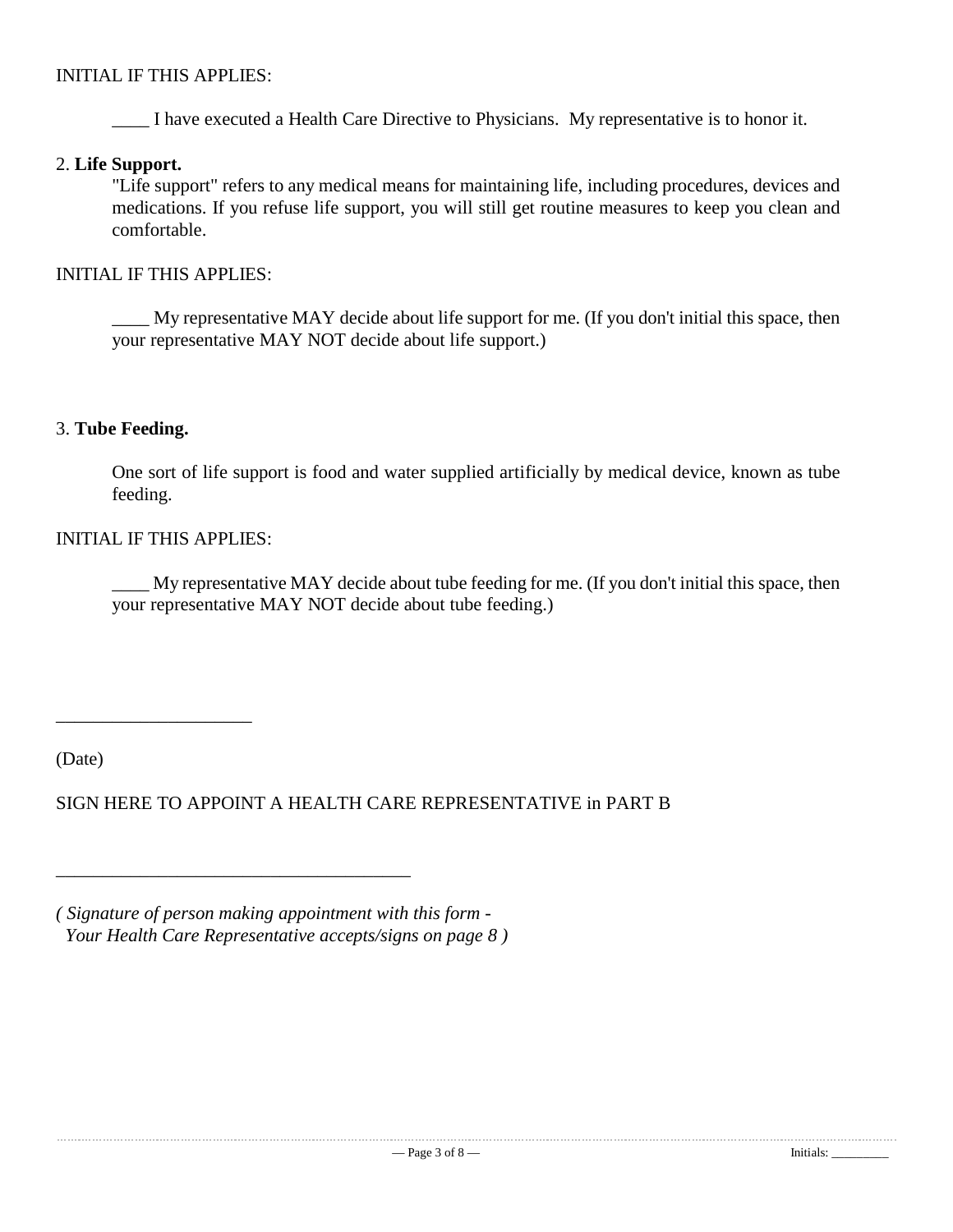INITIAL IF THIS APPLIES:

____ I have executed a Health Care Directive to Physicians. My representative is to honor it.

2. **Life Support.**

"Life support" refers to any medical means for maintaining life, including procedures, devices and medications. If you refuse life support, you will still get routine measures to keep you clean and comfortable.

INITIAL IF THIS APPLIES:

____ My representative MAY decide about life support for me. (If you don't initial this space, then your representative MAY NOT decide about life support.)

3. **Tube Feeding.**

One sort of life support is food and water supplied artificially by medical device, known as tube feeding.

INITIAL IF THIS APPLIES:

____ My representative MAY decide about tube feeding for me. (If you don't initial this space, then your representative MAY NOT decide about tube feeding.)

_____________________

(Date)

SIGN HERE TO APPOINT A HEALTH CARE REPRESENTATIVE in PART B

______________________________________

*( Signature of person making appointment with this form - Your Health Care Representative accepts/signs on page 8 )*

Initials: _________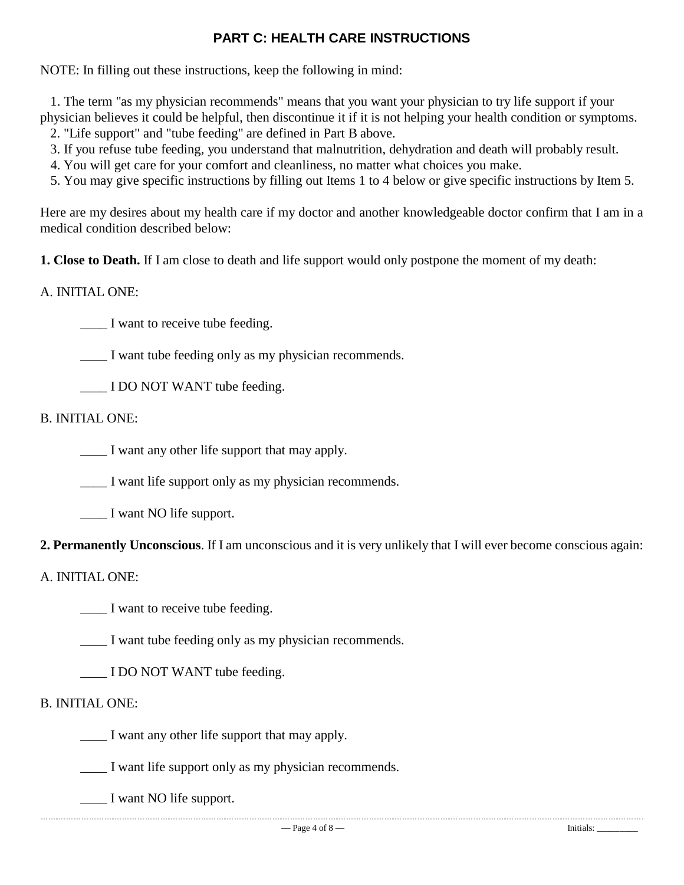## PART C: HEALTH CARE INSTRUCTIONS

NOTE: In filling out these instructions, keep the following in mind:

1. The term "as my physician recommends" means that you want your physician to try life support if your physician believes it could be helpful, then discontinue it if it is not helping your health condition or symptoms.
2. "Life support" and "tube feeding" are defined in Part B above.
3. If you refuse tube feeding, you understand that malnutrition, dehydration and death will probably result.
4. You will get care for your comfort and cleanliness, no matter what choices you make.
5. You may give specific instructions by filling out Items 1 to 4 below or give specific instructions by Item 5.

Here are my desires about my health care if my doctor and another knowledgeable doctor confirm that I am in a medical condition described below:

**1. Close to Death.** If I am close to death and life support would only postpone the moment of my death:

A. INITIAL ONE:

____ I want to receive tube feeding.

____ I want tube feeding only as my physician recommends.

____ I DO NOT WANT tube feeding.

B. INITIAL ONE:

____ I want any other life support that may apply.

____ I want life support only as my physician recommends.

____ I want NO life support.

**2. Permanently Unconscious**. If I am unconscious and it is very unlikely that I will ever become conscious again:

A. INITIAL ONE:

____ I want to receive tube feeding.

____ I want tube feeding only as my physician recommends.

____ I DO NOT WANT tube feeding.

B. INITIAL ONE:

____ I want any other life support that may apply.

____ I want life support only as my physician recommends.

____ I want NO life support.

Initials: _________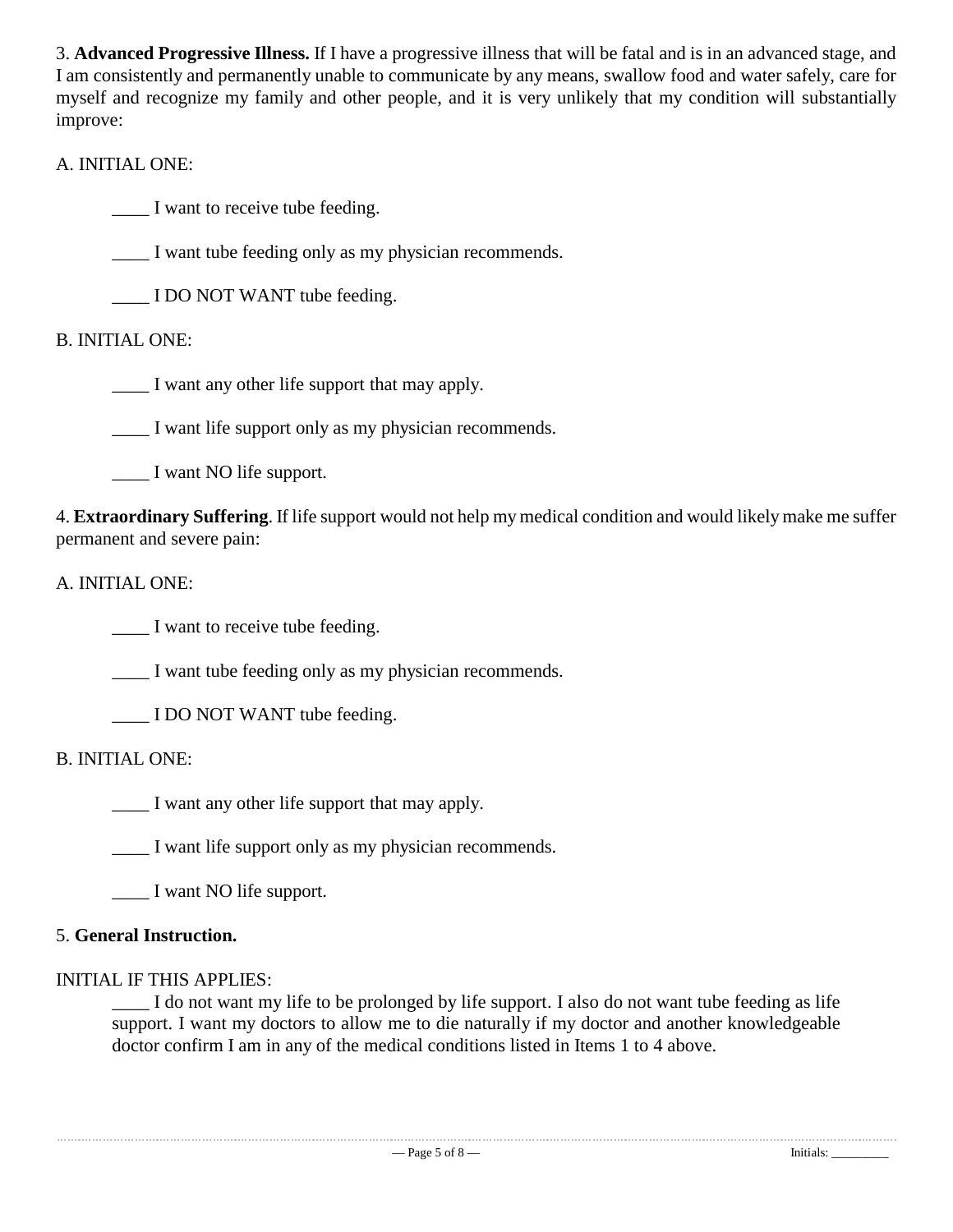3. **Advanced Progressive Illness.** If I have a progressive illness that will be fatal and is in an advanced stage, and I am consistently and permanently unable to communicate by any means, swallow food and water safely, care for myself and recognize my family and other people, and it is very unlikely that my condition will substantially improve:

A. INITIAL ONE:

____ I want to receive tube feeding.

____ I want tube feeding only as my physician recommends.

____ I DO NOT WANT tube feeding.

B. INITIAL ONE:

____ I want any other life support that may apply.

____ I want life support only as my physician recommends.

____ I want NO life support.

4. **Extraordinary Suffering**. If life support would not help my medical condition and would likely make me suffer permanent and severe pain:

A. INITIAL ONE:

____ I want to receive tube feeding.

____ I want tube feeding only as my physician recommends.

____ I DO NOT WANT tube feeding.

B. INITIAL ONE:

____ I want any other life support that may apply.

____ I want life support only as my physician recommends.

____ I want NO life support.

5. **General Instruction.**

INITIAL IF THIS APPLIES:

____ I do not want my life to be prolonged by life support. I also do not want tube feeding as life support. I want my doctors to allow me to die naturally if my doctor and another knowledgeable doctor confirm I am in any of the medical conditions listed in Items 1 to 4 above.

Initials: _________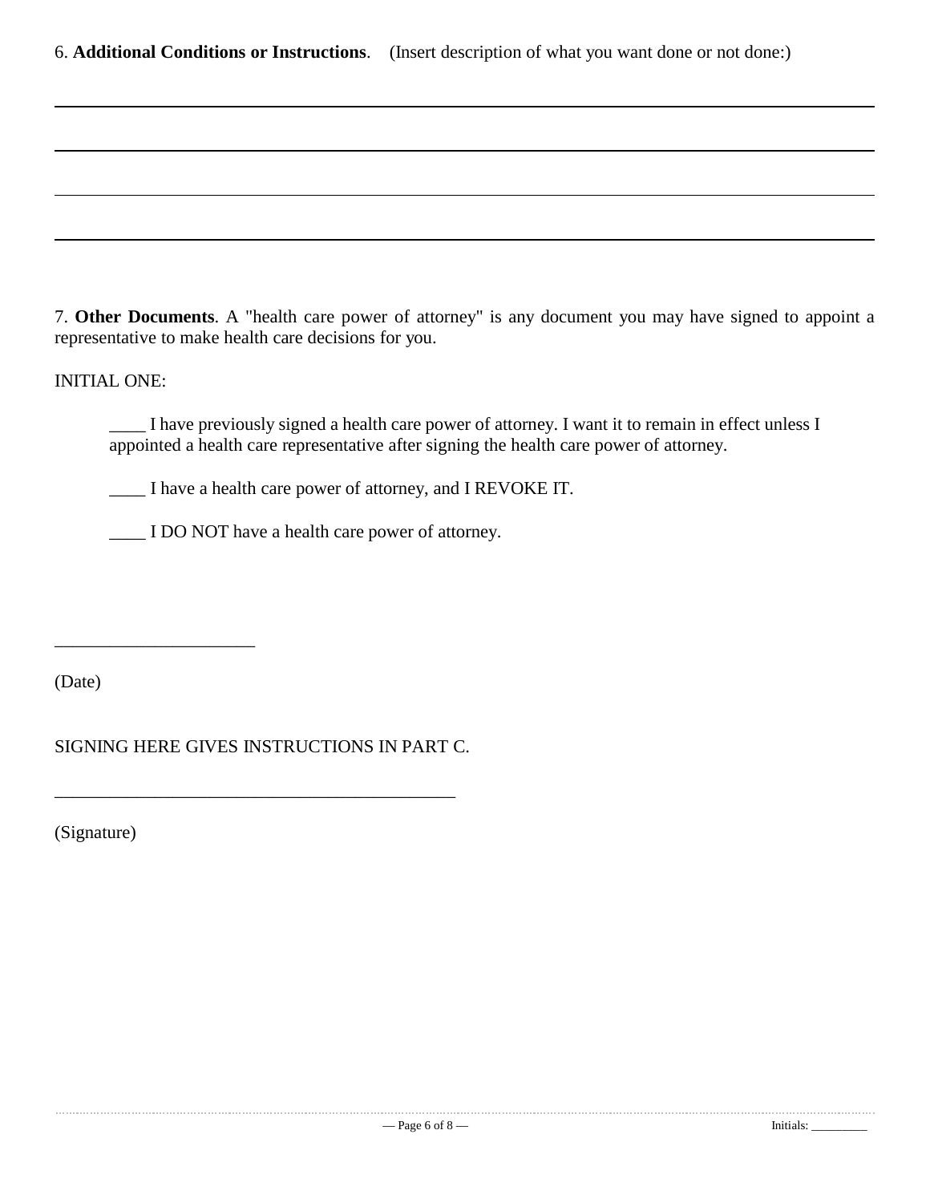6. **Additional Conditions or Instructions**. (Insert description of what you want done or not done:)

_______________________________________________________________________________

_______________________________________________________________________________

_______________________________________________________________________________

_______________________________________________________________________________

7. **Other Documents**. A "health care power of attorney" is any document you may have signed to appoint a representative to make health care decisions for you.

INITIAL ONE:

____ I have previously signed a health care power of attorney. I want it to remain in effect unless I appointed a health care representative after signing the health care power of attorney.

____ I have a health care power of attorney, and I REVOKE IT.

____ I DO NOT have a health care power of attorney.

______________________

(Date)

SIGNING HERE GIVES INSTRUCTIONS IN PART C.

_____________________________________________

(Signature)

Initials: _________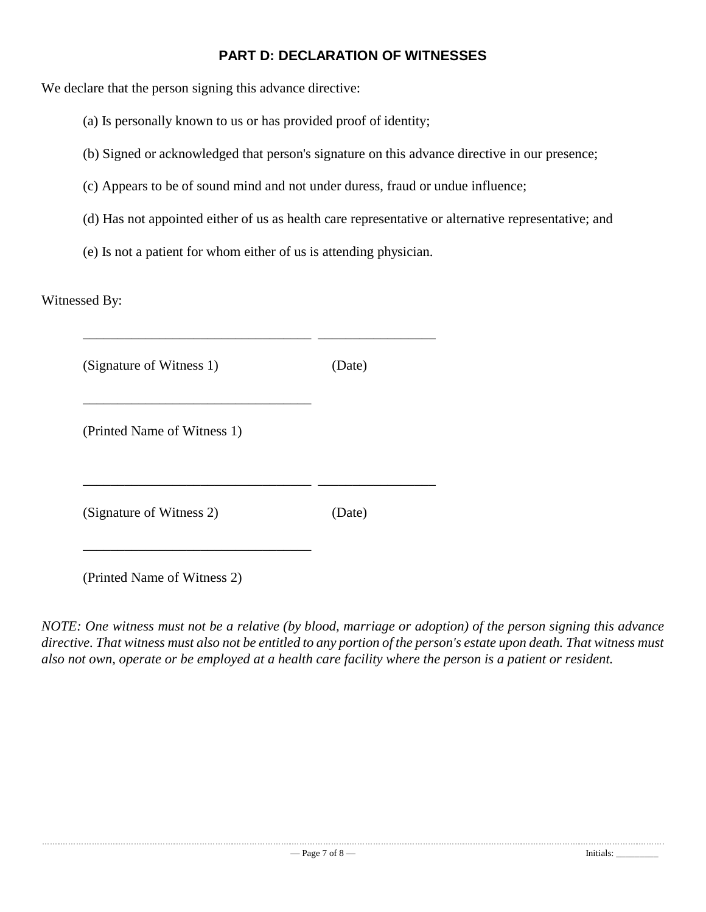## PART D: DECLARATION OF WITNESSES

We declare that the person signing this advance directive:

(a) Is personally known to us or has provided proof of identity;

(b) Signed or acknowledged that person's signature on this advance directive in our presence;

(c) Appears to be of sound mind and not under duress, fraud or undue influence;

(d) Has not appointed either of us as health care representative or alternative representative; and

(e) Is not a patient for whom either of us is attending physician.

Witnessed By:

_________________________________ _________________

(Signature of Witness 1) (Date)

_________________________________

(Printed Name of Witness 1)

_________________________________ _________________

(Signature of Witness 2) (Date)

_________________________________

(Printed Name of Witness 2)

*NOTE: One witness must not be a relative (by blood, marriage or adoption) of the person signing this advance directive. That witness must also not be entitled to any portion of the person's estate upon death. That witness must also not own, operate or be employed at a health care facility where the person is a patient or resident.*

Initials: _________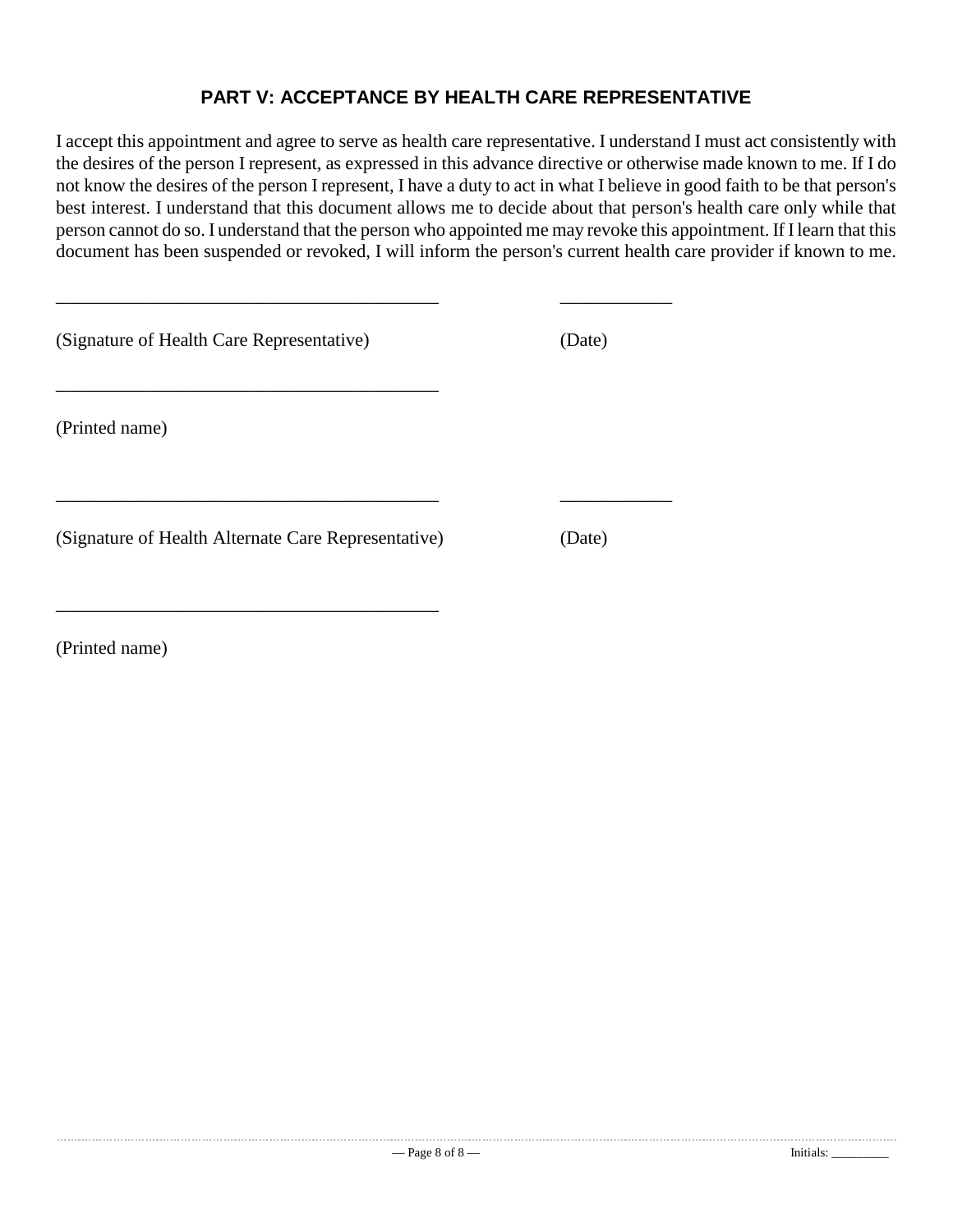## PART V: ACCEPTANCE BY HEALTH CARE REPRESENTATIVE

I accept this appointment and agree to serve as health care representative. I understand I must act consistently with the desires of the person I represent, as expressed in this advance directive or otherwise made known to me. If I do not know the desires of the person I represent, I have a duty to act in what I believe in good faith to be that person's best interest. I understand that this document allows me to decide about that person's health care only while that person cannot do so. I understand that the person who appointed me may revoke this appointment. If I learn that this document has been suspended or revoked, I will inform the person's current health care provider if known to me.

\_\_\_\_\_\_\_\_\_\_\_\_\_\_\_\_\_\_\_\_\_\_\_\_\_\_\_\_\_\_\_\_\_\_\_\_\_\_\_\_ \_\_\_\_\_\_\_\_\_\_\_\_

(Signature of Health Care Representative) (Date)

\_\_\_\_\_\_\_\_\_\_\_\_\_\_\_\_\_\_\_\_\_\_\_\_\_\_\_\_\_\_\_\_\_\_\_\_\_\_\_\_

(Printed name)

\_\_\_\_\_\_\_\_\_\_\_\_\_\_\_\_\_\_\_\_\_\_\_\_\_\_\_\_\_\_\_\_\_\_\_\_\_\_\_\_ \_\_\_\_\_\_\_\_\_\_\_\_

(Signature of Health Alternate Care Representative) (Date)

\_\_\_\_\_\_\_\_\_\_\_\_\_\_\_\_\_\_\_\_\_\_\_\_\_\_\_\_\_\_\_\_\_\_\_\_\_\_\_\_

(Printed name)

Initials: \_\_\_\_\_\_\_\_\_